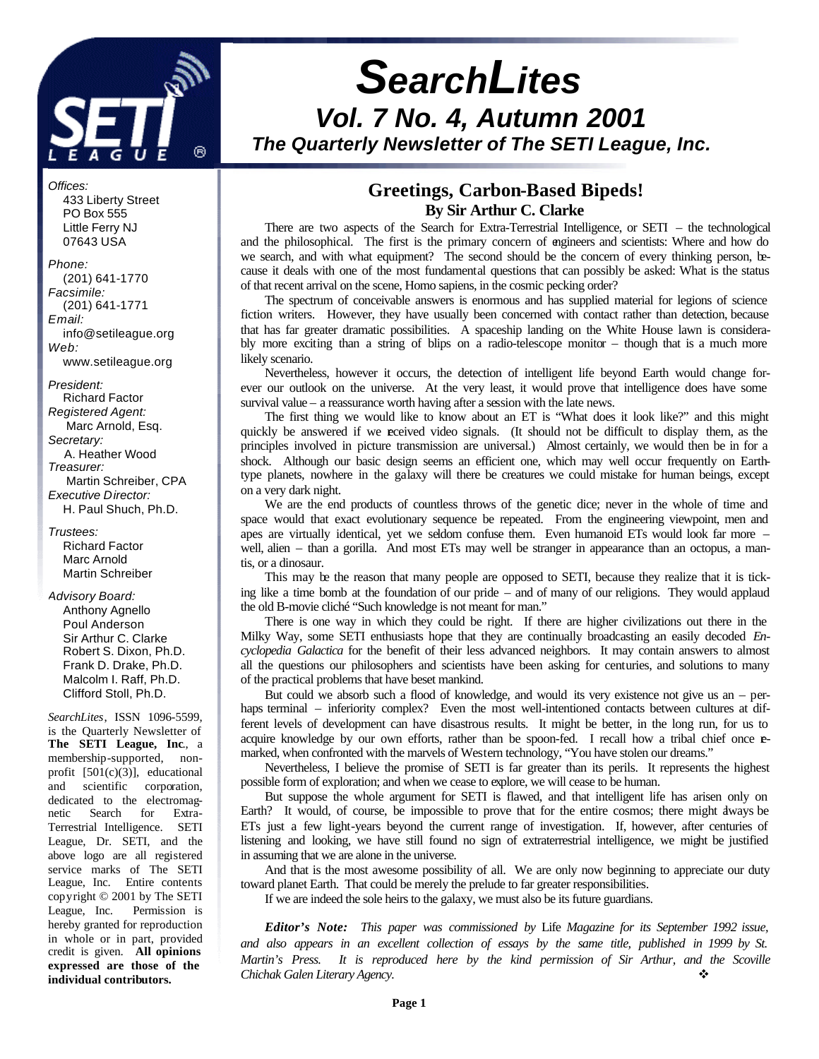# SearchLites

## Vol. 7 No. 4, Autumn 2001

### The Quarterly Newsletter of The SETI League, Inc.

*Offices:*
433 Liberty Street
PO Box 555
Little Ferry NJ
07643 USA

*Phone:*
(201) 641-1770
*Facsimile:*
(201) 641-1771
*Email:*
info@setileague.org
*Web:*
www.setileague.org

*President:*
Richard Factor
*Registered Agent:*
Marc Arnold, Esq.
*Secretary:*
A. Heather Wood
*Treasurer:*
Martin Schreiber, CPA
*Executive Director:*
H. Paul Shuch, Ph.D.

*Trustees:*
Richard Factor
Marc Arnold
Martin Schreiber

*Advisory Board:*
Anthony Agnello
Poul Anderson
Sir Arthur C. Clarke
Robert S. Dixon, Ph.D.
Frank D. Drake, Ph.D.
Malcolm I. Raff, Ph.D.
Clifford Stoll, Ph.D.

*SearchLites*, ISSN 1096-5599, is the Quarterly Newsletter of **The SETI League, Inc**., a membership-supported, non-profit [501(c)(3)], educational and scientific corporation, dedicated to the electromagnetic Search for Extra-Terrestrial Intelligence. SETI League, Dr. SETI, and the above logo are all registered service marks of The SETI League, Inc. Entire contents copyright © 2001 by The SETI League, Inc. Permission is hereby granted for reproduction in whole or in part, provided credit is given. **All opinions expressed are those of the individual contributors.**

## Greetings, Carbon-Based Bipeds!

**By Sir Arthur C. Clarke**

There are two aspects of the Search for Extra-Terrestrial Intelligence, or SETI – the technological and the philosophical. The first is the primary concern of engineers and scientists: Where and how do we search, and with what equipment? The second should be the concern of every thinking person, because it deals with one of the most fundamental questions that can possibly be asked: What is the status of that recent arrival on the scene, Homo sapiens, in the cosmic pecking order?

The spectrum of conceivable answers is enormous and has supplied material for legions of science fiction writers. However, they have usually been concerned with contact rather than detection, because that has far greater dramatic possibilities. A spaceship landing on the White House lawn is considerably more exciting than a string of blips on a radio-telescope monitor – though that is a much more likely scenario.

Nevertheless, however it occurs, the detection of intelligent life beyond Earth would change forever our outlook on the universe. At the very least, it would prove that intelligence does have some survival value – a reassurance worth having after a session with the late news.

The first thing we would like to know about an ET is "What does it look like?" and this might quickly be answered if we received video signals. (It should not be difficult to display them, as the principles involved in picture transmission are universal.) Almost certainly, we would then be in for a shock. Although our basic design seems an efficient one, which may well occur frequently on Earth-type planets, nowhere in the galaxy will there be creatures we could mistake for human beings, except on a very dark night.

We are the end products of countless throws of the genetic dice; never in the whole of time and space would that exact evolutionary sequence be repeated. From the engineering viewpoint, men and apes are virtually identical, yet we seldom confuse them. Even humanoid ETs would look far more – well, alien – than a gorilla. And most ETs may well be stranger in appearance than an octopus, a mantis, or a dinosaur.

This may be the reason that many people are opposed to SETI, because they realize that it is ticking like a time bomb at the foundation of our pride – and of many of our religions. They would applaud the old B-movie cliché "Such knowledge is not meant for man."

There is one way in which they could be right. If there are higher civilizations out there in the Milky Way, some SETI enthusiasts hope that they are continually broadcasting an easily decoded *Encyclopedia Galactica* for the benefit of their less advanced neighbors. It may contain answers to almost all the questions our philosophers and scientists have been asking for centuries, and solutions to many of the practical problems that have beset mankind.

But could we absorb such a flood of knowledge, and would its very existence not give us an – perhaps terminal – inferiority complex? Even the most well-intentioned contacts between cultures at different levels of development can have disastrous results. It might be better, in the long run, for us to acquire knowledge by our own efforts, rather than be spoon-fed. I recall how a tribal chief once remarked, when confronted with the marvels of Western technology, "You have stolen our dreams."

Nevertheless, I believe the promise of SETI is far greater than its perils. It represents the highest possible form of exploration; and when we cease to explore, we will cease to be human.

But suppose the whole argument for SETI is flawed, and that intelligent life has arisen only on Earth? It would, of course, be impossible to prove that for the entire cosmos; there might always be ETs just a few light-years beyond the current range of investigation. If, however, after centuries of listening and looking, we have still found no sign of extraterrestrial intelligence, we might be justified in assuming that we are alone in the universe.

And that is the most awesome possibility of all. We are only now beginning to appreciate our duty toward planet Earth. That could be merely the prelude to far greater responsibilities.

If we are indeed the sole heirs to the galaxy, we must also be its future guardians.

***Editor's Note:*** *This paper was commissioned by* Life *Magazine for its September 1992 issue, and also appears in an excellent collection of essays by the same title, published in 1999 by St. Martin's Press. It is reproduced here by the kind permission of Sir Arthur, and the Scoville Chichak Galen Literary Agency.* ❖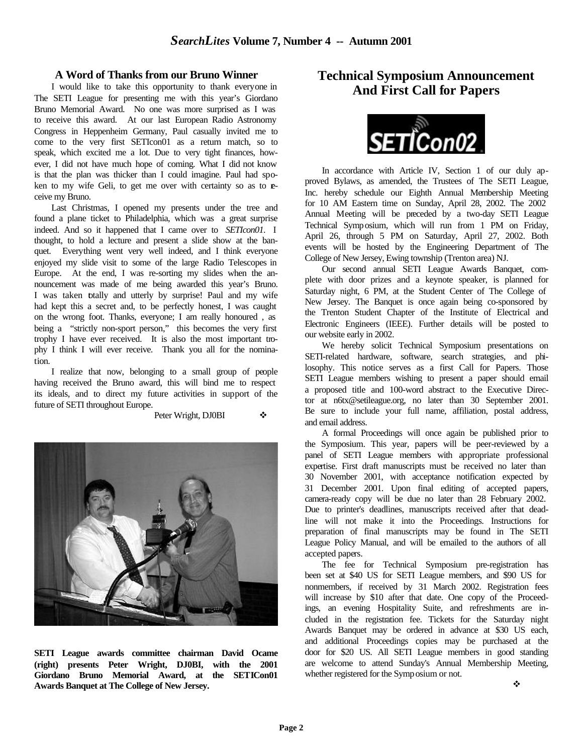## A Word of Thanks from our Bruno Winner

I would like to take this opportunity to thank everyone in The SETI League for presenting me with this year's Giordano Bruno Memorial Award. No one was more surprised as I was to receive this award. At our last European Radio Astronomy Congress in Heppenheim Germany, Paul casually invited me to come to the very first SETIcon01 as a return match, so to speak, which excited me a lot. Due to very tight finances, however, I did not have much hope of coming. What I did not know is that the plan was thicker than I could imagine. Paul had spoken to my wife Geli, to get me over with certainty so as to receive my Bruno.

Last Christmas, I opened my presents under the tree and found a plane ticket to Philadelphia, which was a great surprise indeed. And so it happened that I came over to *SETIcon01*. I thought, to hold a lecture and present a slide show at the banquet. Everything went very well indeed, and I think everyone enjoyed my slide visit to some of the large Radio Telescopes in Europe. At the end, I was re-sorting my slides when the announcement was made of me being awarded this year's Bruno. I was taken totally and utterly by surprise! Paul and my wife had kept this a secret and, to be perfectly honest, I was caught on the wrong foot. Thanks, everyone; I am really honoured , as being a "strictly non-sport person," this becomes the very first trophy I have ever received. It is also the most important trophy I think I will ever receive. Thank you all for the nomination.

I realize that now, belonging to a small group of people having received the Bruno award, this will bind me to respect its ideals, and to direct my future activities in support of the future of SETI throughout Europe.

Peter Wright, DJ0BI ❖

**SETI League awards committee chairman David Ocame (right) presents Peter Wright, DJ0BI, with the 2001 Giordano Bruno Memorial Award, at the SETICon01 Awards Banquet at The College of New Jersey.**

## Technical Symposium Announcement And First Call for Papers

In accordance with Article IV, Section 1 of our duly approved Bylaws, as amended, the Trustees of The SETI League, Inc. hereby schedule our Eighth Annual Membership Meeting for 10 AM Eastern time on Sunday, April 28, 2002. The 2002 Annual Meeting will be preceded by a two-day SETI League Technical Symposium, which will run from 1 PM on Friday, April 26, through 5 PM on Saturday, April 27, 2002. Both events will be hosted by the Engineering Department of The College of New Jersey, Ewing township (Trenton area) NJ.

Our second annual SETI League Awards Banquet, complete with door prizes and a keynote speaker, is planned for Saturday night, 6 PM, at the Student Center of The College of New Jersey. The Banquet is once again being co-sponsored by the Trenton Student Chapter of the Institute of Electrical and Electronic Engineers (IEEE). Further details will be posted to our website early in 2002.

We hereby solicit Technical Symposium presentations on SETI-related hardware, software, search strategies, and philosophy. This notice serves as a first Call for Papers. Those SETI League members wishing to present a paper should email a proposed title and 100-word abstract to the Executive Director at n6tx@setileague.org, no later than 30 September 2001. Be sure to include your full name, affiliation, postal address, and email address.

A formal Proceedings will once again be published prior to the Symposium. This year, papers will be peer-reviewed by a panel of SETI League members with appropriate professional expertise. First draft manuscripts must be received no later than 30 November 2001, with acceptance notification expected by 31 December 2001. Upon final editing of accepted papers, camera-ready copy will be due no later than 28 February 2002. Due to printer's deadlines, manuscripts received after that deadline will not make it into the Proceedings. Instructions for preparation of final manuscripts may be found in The SETI League Policy Manual, and will be emailed to the authors of all accepted papers.

The fee for Technical Symposium pre-registration has been set at $40 US for SETI League members, and $90 US for nonmembers, if received by 31 March 2002. Registration fees will increase by $10 after that date. One copy of the Proceedings, an evening Hospitality Suite, and refreshments are included in the registration fee. Tickets for the Saturday night Awards Banquet may be ordered in advance at $30 US each, and additional Proceedings copies may be purchased at the door for $20 US. All SETI League members in good standing are welcome to attend Sunday's Annual Membership Meeting, whether registered for the Symposium or not.

❖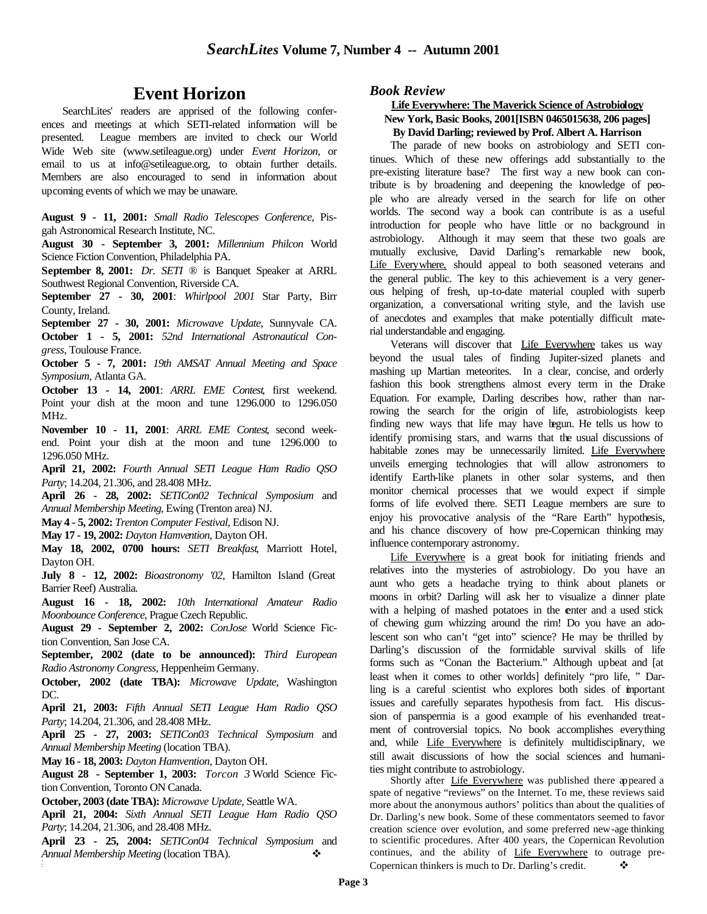# Event Horizon

SearchLites' readers are apprised of the following conferences and meetings at which SETI-related information will be presented. League members are invited to check our World Wide Web site (www.setileague.org) under *Event Horizon*, or email to us at info@setileague.org, to obtain further details. Members are also encouraged to send in information about upcoming events of which we may be unaware.

**August 9 - 11, 2001:** *Small Radio Telescopes Conference*, Pisgah Astronomical Research Institute, NC.

**August 30 - September 3, 2001:** *Millennium Philcon* World Science Fiction Convention, Philadelphia PA.

**September 8, 2001:** *Dr. SETI* ® is Banquet Speaker at ARRL Southwest Regional Convention, Riverside CA.

**September 27 - 30, 2001**: *Whirlpool 2001* Star Party, Birr County, Ireland.

**September 27 - 30, 2001:** *Microwave Update*, Sunnyvale CA.

**October 1 - 5, 2001:** *52nd International Astronautical Congress*, Toulouse France.

**October 5 - 7, 2001:** *19th AMSAT Annual Meeting and Space Symposium*, Atlanta GA.

**October 13 - 14, 2001**: *ARRL EME Contest*, first weekend. Point your dish at the moon and tune 1296.000 to 1296.050 MHz.

**November 10 - 11, 2001**: *ARRL EME Contest*, second weekend. Point your dish at the moon and tune 1296.000 to 1296.050 MHz.

**April 21, 2002:** *Fourth Annual SETI League Ham Radio QSO Party*; 14.204, 21.306, and 28.408 MHz.

**April 26 - 28, 2002:** *SETICon02 Technical Symposium* and *Annual Membership Meeting*, Ewing (Trenton area) NJ.

**May 4 - 5, 2002:** *Trenton Computer Festival*, Edison NJ.

**May 17 - 19, 2002:** *Dayton Hamvention*, Dayton OH.

**May 18, 2002, 0700 hours:** *SETI Breakfast*, Marriott Hotel, Dayton OH.

**July 8 - 12, 2002:** *Bioastronomy '02*, Hamilton Island (Great Barrier Reef) Australia.

**August 16 - 18, 2002:** *10th International Amateur Radio Moonbounce Conference*, Prague Czech Republic.

**August 29 - September 2, 2002:** *ConJose* World Science Fiction Convention, San Jose CA.

**September, 2002 (date to be announced):** *Third European Radio Astronomy Congress*, Heppenheim Germany.

**October, 2002 (date TBA):** *Microwave Update*, Washington DC.

**April 21, 2003:** *Fifth Annual SETI League Ham Radio QSO Party*; 14.204, 21.306, and 28.408 MHz.

**April 25 - 27, 2003:** *SETICon03 Technical Symposium* and *Annual Membership Meeting* (location TBA).

**May 16 - 18, 2003:** *Dayton Hamvention*, Dayton OH.

**August 28 - September 1, 2003:** *Torcon 3* World Science Fiction Convention, Toronto ON Canada.

**October, 2003 (date TBA):** *Microwave Update*, Seattle WA.

**April 21, 2004:** *Sixth Annual SETI League Ham Radio QSO Party*; 14.204, 21.306, and 28.408 MHz.

**April 23 - 25, 2004:** *SETICon04 Technical Symposium* and *Annual Membership Meeting* (location TBA). ❖

## *Book Review*

**Life Everywhere: The Maverick Science of Astrobiology**
**New York, Basic Books, 2001[ISBN 0465015638, 206 pages]**
**By David Darling; reviewed by Prof. Albert A. Harrison**

The parade of new books on astrobiology and SETI continues. Which of these new offerings add substantially to the pre-existing literature base? The first way a new book can contribute is by broadening and deepening the knowledge of people who are already versed in the search for life on other worlds. The second way a book can contribute is as a useful introduction for people who have little or no background in astrobiology. Although it may seem that these two goals are mutually exclusive, David Darling's remarkable new book, Life Everywhere, should appeal to both seasoned veterans and the general public. The key to this achievement is a very generous helping of fresh, up-to-date material coupled with superb organization, a conversational writing style, and the lavish use of anecdotes and examples that make potentially difficult material understandable and engaging.

Veterans will discover that Life Everywhere takes us way beyond the usual tales of finding Jupiter-sized planets and mashing up Martian meteorites. In a clear, concise, and orderly fashion this book strengthens almost every term in the Drake Equation. For example, Darling describes how, rather than narrowing the search for the origin of life, astrobiologists keep finding new ways that life may have begun. He tells us how to identify promising stars, and warns that the usual discussions of habitable zones may be unnecessarily limited. Life Everywhere unveils emerging technologies that will allow astronomers to identify Earth-like planets in other solar systems, and then monitor chemical processes that we would expect if simple forms of life evolved there. SETI League members are sure to enjoy his provocative analysis of the "Rare Earth" hypothesis, and his chance discovery of how pre-Copernican thinking may influence contemporary astronomy.

Life Everywhere is a great book for initiating friends and relatives into the mysteries of astrobiology. Do you have an aunt who gets a headache trying to think about planets or moons in orbit? Darling will ask her to visualize a dinner plate with a helping of mashed potatoes in the center and a used stick of chewing gum whizzing around the rim! Do you have an adolescent son who can't "get into" science? He may be thrilled by Darling's discussion of the formidable survival skills of life forms such as "Conan the Bacterium." Although upbeat and [at least when it comes to other worlds] definitely "pro life, " Darling is a careful scientist who explores both sides of important issues and carefully separates hypothesis from fact. His discussion of panspermia is a good example of his evenhanded treatment of controversial topics. No book accomplishes everything and, while Life Everywhere is definitely multidisciplinary, we still await discussions of how the social sciences and humanities might contribute to astrobiology.

Shortly after Life Everywhere was published there appeared a spate of negative "reviews" on the Internet. To me, these reviews said more about the anonymous authors' politics than about the qualities of Dr. Darling's new book. Some of these commentators seemed to favor creation science over evolution, and some preferred new-age thinking to scientific procedures. After 400 years, the Copernican Revolution continues, and the ability of Life Everywhere to outrage pre-Copernican thinkers is much to Dr. Darling's credit. ❖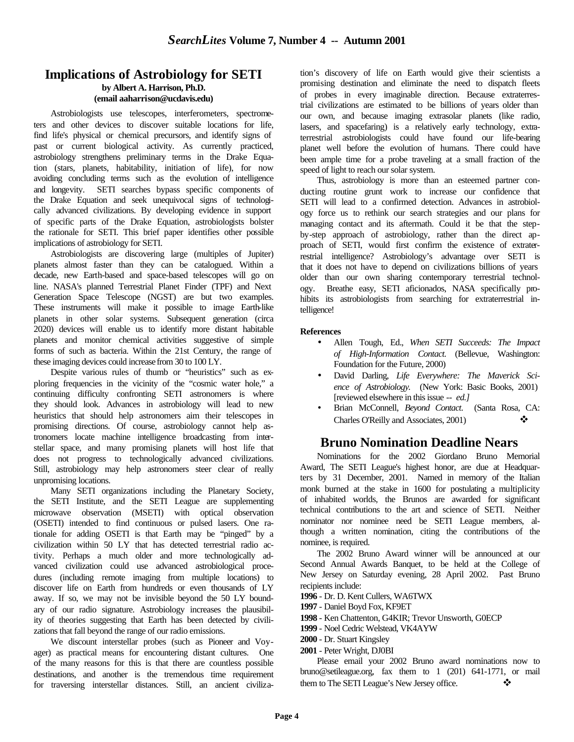## Implications of Astrobiology for SETI

**by Albert A. Harrison, Ph.D.**
**(email aaharrison@ucdavis.edu)**

Astrobiologists use telescopes, interferometers, spectrometers and other devices to discover suitable locations for life, find life's physical or chemical precursors, and identify signs of past or current biological activity. As currently practiced, astrobiology strengthens preliminary terms in the Drake Equation (stars, planets, habitability, initiation of life), for now avoiding concluding terms such as the evolution of intelligence and longevity. SETI searches bypass specific components of the Drake Equation and seek unequivocal signs of technologically advanced civilizations. By developing evidence in support of specific parts of the Drake Equation, astrobiologists bolster the rationale for SETI. This brief paper identifies other possible implications of astrobiology for SETI.

Astrobiologists are discovering large (multiples of Jupiter) planets almost faster than they can be catalogued. Within a decade, new Earth-based and space-based telescopes will go on line. NASA's planned Terrestrial Planet Finder (TPF) and Next Generation Space Telescope (NGST) are but two examples. These instruments will make it possible to image Earth-like planets in other solar systems. Subsequent generation (circa 2020) devices will enable us to identify more distant habitable planets and monitor chemical activities suggestive of simple forms of such as bacteria. Within the 21st Century, the range of these imaging devices could increase from 30 to 100 LY.

Despite various rules of thumb or "heuristics" such as exploring frequencies in the vicinity of the "cosmic water hole," a continuing difficulty confronting SETI astronomers is where they should look. Advances in astrobiology will lead to new heuristics that should help astronomers aim their telescopes in promising directions. Of course, astrobiology cannot help astronomers locate machine intelligence broadcasting from interstellar space, and many promising planets will host life that does not progress to technologically advanced civilizations. Still, astrobiology may help astronomers steer clear of really unpromising locations.

Many SETI organizations including the Planetary Society, the SETI Institute, and the SETI League are supplementing microwave observation (MSETI) with optical observation (OSETI) intended to find continuous or pulsed lasers. One rationale for adding OSETI is that Earth may be "pinged" by a civilization within 50 LY that has detected terrestrial radio activity. Perhaps a much older and more technologically advanced civilization could use advanced astrobiological procedures (including remote imaging from multiple locations) to discover life on Earth from hundreds or even thousands of LY away. If so, we may not be invisible beyond the 50 LY boundary of our radio signature. Astrobiology increases the plausibility of theories suggesting that Earth has been detected by civilizations that fall beyond the range of our radio emissions.

We discount interstellar probes (such as Pioneer and Voyager) as practical means for encountering distant cultures. One of the many reasons for this is that there are countless possible destinations, and another is the tremendous time requirement for traversing interstellar distances. Still, an ancient civilization's discovery of life on Earth would give their scientists a promising destination and eliminate the need to dispatch fleets of probes in every imaginable direction. Because extraterrestrial civilizations are estimated to be billions of years older than our own, and because imaging extrasolar planets (like radio, lasers, and spacefaring) is a relatively early technology, extraterrestrial astrobiologists could have found our life-bearing planet well before the evolution of humans. There could have been ample time for a probe traveling at a small fraction of the speed of light to reach our solar system.

Thus, astrobiology is more than an esteemed partner conducting routine grunt work to increase our confidence that SETI will lead to a confirmed detection. Advances in astrobiology force us to rethink our search strategies and our plans for managing contact and its aftermath. Could it be that the step-by-step approach of astrobiology, rather than the direct approach of SETI, would first confirm the existence of extraterrestrial intelligence? Astrobiology's advantage over SETI is that it does not have to depend on civilizations billions of years older than our own sharing contemporary terrestrial technology. Breathe easy, SETI aficionados, NASA specifically prohibits its astrobiologists from searching for extraterrestrial intelligence!

**References**

- Allen Tough, Ed., *When SETI Succeeds: The Impact of High-Information Contact.* (Bellevue, Washington: Foundation for the Future, 2000)
- David Darling, *Life Everywhere: The Maverick Science of Astrobiology.* (New York: Basic Books, 2001) [reviewed elsewhere in this issue -- *ed.]*
- Brian McConnell, *Beyond Contact.* (Santa Rosa, CA: Charles O'Reilly and Associates, 2001) ❖

## Bruno Nomination Deadline Nears

Nominations for the 2002 Giordano Bruno Memorial Award, The SETI League's highest honor, are due at Headquarters by 31 December, 2001. Named in memory of the Italian monk burned at the stake in 1600 for postulating a multiplicity of inhabited worlds, the Brunos are awarded for significant technical contributions to the art and science of SETI. Neither nominator nor nominee need be SETI League members, although a written nomination, citing the contributions of the nominee, is required.

The 2002 Bruno Award winner will be announced at our Second Annual Awards Banquet, to be held at the College of New Jersey on Saturday evening, 28 April 2002. Past Bruno recipients include:

**1996** - Dr. D. Kent Cullers, WA6TWX
**1997** - Daniel Boyd Fox, KF9ET
**1998** - Ken Chattenton, G4KIR; Trevor Unsworth, G0ECP
**1999** - Noel Cedric Welstead, VK4AYW
**2000** - Dr. Stuart Kingsley
**2001** - Peter Wright, DJ0BI

Please email your 2002 Bruno award nominations now to bruno@setileague.org, fax them to 1 (201) 641-1771, or mail them to The SETI League's New Jersey office. ❖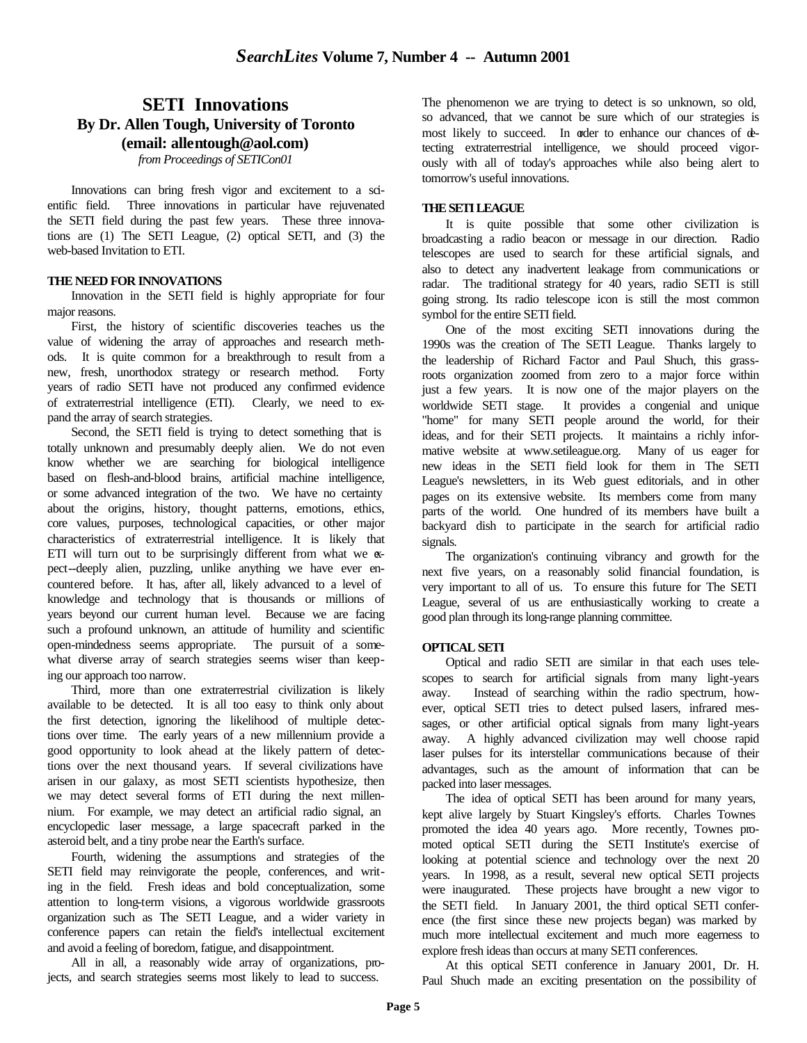## SETI Innovations

### By Dr. Allen Tough, University of Toronto

**(email: allentough@aol.com)**

*from Proceedings of SETICon01*

Innovations can bring fresh vigor and excitement to a scientific field. Three innovations in particular have rejuvenated the SETI field during the past few years. These three innovations are (1) The SETI League, (2) optical SETI, and (3) the web-based Invitation to ETI.

**THE NEED FOR INNOVATIONS**

Innovation in the SETI field is highly appropriate for four major reasons.

First, the history of scientific discoveries teaches us the value of widening the array of approaches and research methods. It is quite common for a breakthrough to result from a new, fresh, unorthodox strategy or research method. Forty years of radio SETI have not produced any confirmed evidence of extraterrestrial intelligence (ETI). Clearly, we need to expand the array of search strategies.

Second, the SETI field is trying to detect something that is totally unknown and presumably deeply alien. We do not even know whether we are searching for biological intelligence based on flesh-and-blood brains, artificial machine intelligence, or some advanced integration of the two. We have no certainty about the origins, history, thought patterns, emotions, ethics, core values, purposes, technological capacities, or other major characteristics of extraterrestrial intelligence. It is likely that ETI will turn out to be surprisingly different from what we expect--deeply alien, puzzling, unlike anything we have ever encountered before. It has, after all, likely advanced to a level of knowledge and technology that is thousands or millions of years beyond our current human level. Because we are facing such a profound unknown, an attitude of humility and scientific open-mindedness seems appropriate. The pursuit of a somewhat diverse array of search strategies seems wiser than keeping our approach too narrow.

Third, more than one extraterrestrial civilization is likely available to be detected. It is all too easy to think only about the first detection, ignoring the likelihood of multiple detections over time. The early years of a new millennium provide a good opportunity to look ahead at the likely pattern of detections over the next thousand years. If several civilizations have arisen in our galaxy, as most SETI scientists hypothesize, then we may detect several forms of ETI during the next millennium. For example, we may detect an artificial radio signal, an encyclopedic laser message, a large spacecraft parked in the asteroid belt, and a tiny probe near the Earth's surface.

Fourth, widening the assumptions and strategies of the SETI field may reinvigorate the people, conferences, and writing in the field. Fresh ideas and bold conceptualization, some attention to long-term visions, a vigorous worldwide grassroots organization such as The SETI League, and a wider variety in conference papers can retain the field's intellectual excitement and avoid a feeling of boredom, fatigue, and disappointment.

All in all, a reasonably wide array of organizations, projects, and search strategies seems most likely to lead to success. The phenomenon we are trying to detect is so unknown, so old, so advanced, that we cannot be sure which of our strategies is most likely to succeed. In order to enhance our chances of detecting extraterrestrial intelligence, we should proceed vigorously with all of today's approaches while also being alert to tomorrow's useful innovations.

**THE SETI LEAGUE**

It is quite possible that some other civilization is broadcasting a radio beacon or message in our direction. Radio telescopes are used to search for these artificial signals, and also to detect any inadvertent leakage from communications or radar. The traditional strategy for 40 years, radio SETI is still going strong. Its radio telescope icon is still the most common symbol for the entire SETI field.

One of the most exciting SETI innovations during the 1990s was the creation of The SETI League. Thanks largely to the leadership of Richard Factor and Paul Shuch, this grassroots organization zoomed from zero to a major force within just a few years. It is now one of the major players on the worldwide SETI stage. It provides a congenial and unique "home" for many SETI people around the world, for their ideas, and for their SETI projects. It maintains a richly informative website at www.setileague.org. Many of us eager for new ideas in the SETI field look for them in The SETI League's newsletters, in its Web guest editorials, and in other pages on its extensive website. Its members come from many parts of the world. One hundred of its members have built a backyard dish to participate in the search for artificial radio signals.

The organization's continuing vibrancy and growth for the next five years, on a reasonably solid financial foundation, is very important to all of us. To ensure this future for The SETI League, several of us are enthusiastically working to create a good plan through its long-range planning committee.

**OPTICAL SETI**

Optical and radio SETI are similar in that each uses telescopes to search for artificial signals from many light-years away. Instead of searching within the radio spectrum, however, optical SETI tries to detect pulsed lasers, infrared messages, or other artificial optical signals from many light-years away. A highly advanced civilization may well choose rapid laser pulses for its interstellar communications because of their advantages, such as the amount of information that can be packed into laser messages.

The idea of optical SETI has been around for many years, kept alive largely by Stuart Kingsley's efforts. Charles Townes promoted the idea 40 years ago. More recently, Townes promoted optical SETI during the SETI Institute's exercise of looking at potential science and technology over the next 20 years. In 1998, as a result, several new optical SETI projects were inaugurated. These projects have brought a new vigor to the SETI field. In January 2001, the third optical SETI conference (the first since these new projects began) was marked by much more intellectual excitement and much more eagerness to explore fresh ideas than occurs at many SETI conferences.

At this optical SETI conference in January 2001, Dr. H. Paul Shuch made an exciting presentation on the possibility of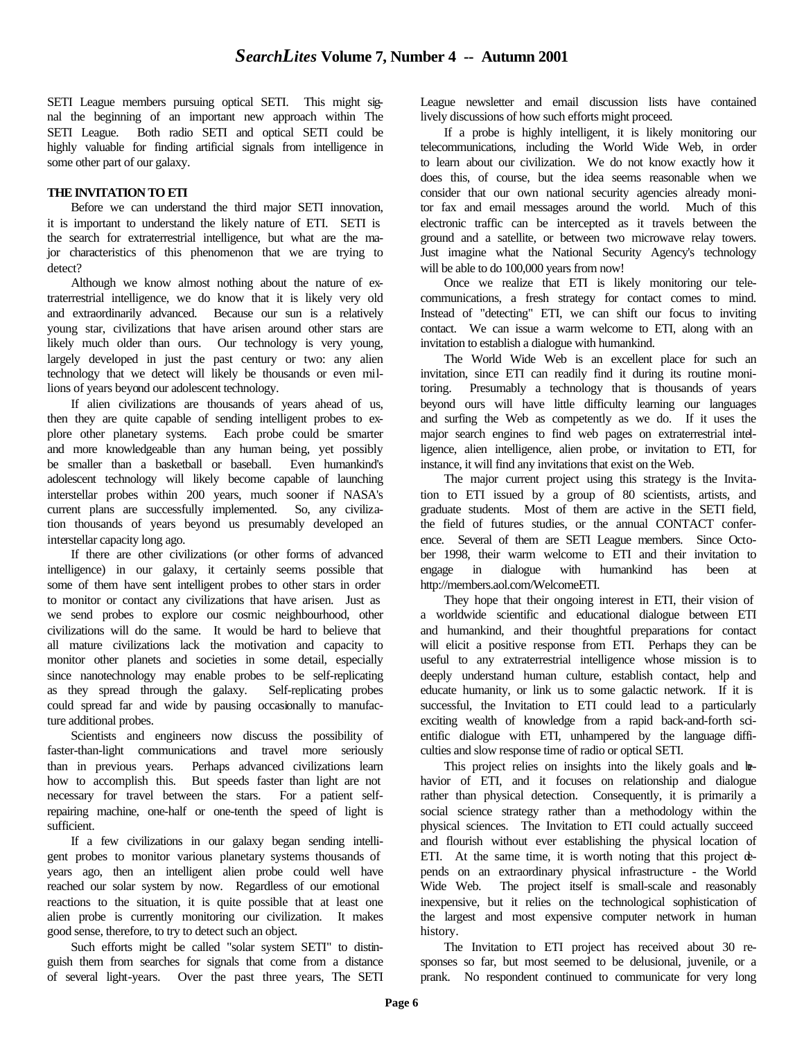SETI League members pursuing optical SETI. This might signal the beginning of an important new approach within The SETI League. Both radio SETI and optical SETI could be highly valuable for finding artificial signals from intelligence in some other part of our galaxy.

**THE INVITATION TO ETI**

Before we can understand the third major SETI innovation, it is important to understand the likely nature of ETI. SETI is the search for extraterrestrial intelligence, but what are the major characteristics of this phenomenon that we are trying to detect?

Although we know almost nothing about the nature of extraterrestrial intelligence, we do know that it is likely very old and extraordinarily advanced. Because our sun is a relatively young star, civilizations that have arisen around other stars are likely much older than ours. Our technology is very young, largely developed in just the past century or two: any alien technology that we detect will likely be thousands or even millions of years beyond our adolescent technology.

If alien civilizations are thousands of years ahead of us, then they are quite capable of sending intelligent probes to explore other planetary systems. Each probe could be smarter and more knowledgeable than any human being, yet possibly be smaller than a basketball or baseball. Even humankind's adolescent technology will likely become capable of launching interstellar probes within 200 years, much sooner if NASA's current plans are successfully implemented. So, any civilization thousands of years beyond us presumably developed an interstellar capacity long ago.

If there are other civilizations (or other forms of advanced intelligence) in our galaxy, it certainly seems possible that some of them have sent intelligent probes to other stars in order to monitor or contact any civilizations that have arisen. Just as we send probes to explore our cosmic neighbourhood, other civilizations will do the same. It would be hard to believe that all mature civilizations lack the motivation and capacity to monitor other planets and societies in some detail, especially since nanotechnology may enable probes to be self-replicating as they spread through the galaxy. Self-replicating probes could spread far and wide by pausing occasionally to manufacture additional probes.

Scientists and engineers now discuss the possibility of faster-than-light communications and travel more seriously than in previous years. Perhaps advanced civilizations learn how to accomplish this. But speeds faster than light are not necessary for travel between the stars. For a patient self-repairing machine, one-half or one-tenth the speed of light is sufficient.

If a few civilizations in our galaxy began sending intelligent probes to monitor various planetary systems thousands of years ago, then an intelligent alien probe could well have reached our solar system by now. Regardless of our emotional reactions to the situation, it is quite possible that at least one alien probe is currently monitoring our civilization. It makes good sense, therefore, to try to detect such an object.

Such efforts might be called "solar system SETI" to distinguish them from searches for signals that come from a distance of several light-years. Over the past three years, The SETI League newsletter and email discussion lists have contained lively discussions of how such efforts might proceed.

If a probe is highly intelligent, it is likely monitoring our telecommunications, including the World Wide Web, in order to learn about our civilization. We do not know exactly how it does this, of course, but the idea seems reasonable when we consider that our own national security agencies already monitor fax and email messages around the world. Much of this electronic traffic can be intercepted as it travels between the ground and a satellite, or between two microwave relay towers. Just imagine what the National Security Agency's technology will be able to do 100,000 years from now!

Once we realize that ETI is likely monitoring our telecommunications, a fresh strategy for contact comes to mind. Instead of "detecting" ETI, we can shift our focus to inviting contact. We can issue a warm welcome to ETI, along with an invitation to establish a dialogue with humankind.

The World Wide Web is an excellent place for such an invitation, since ETI can readily find it during its routine monitoring. Presumably a technology that is thousands of years beyond ours will have little difficulty learning our languages and surfing the Web as competently as we do. If it uses the major search engines to find web pages on extraterrestrial intelligence, alien intelligence, alien probe, or invitation to ETI, for instance, it will find any invitations that exist on the Web.

The major current project using this strategy is the Invitation to ETI issued by a group of 80 scientists, artists, and graduate students. Most of them are active in the SETI field, the field of futures studies, or the annual CONTACT conference. Several of them are SETI League members. Since October 1998, their warm welcome to ETI and their invitation to engage in dialogue with humankind has been at http://members.aol.com/WelcomeETI.

They hope that their ongoing interest in ETI, their vision of a worldwide scientific and educational dialogue between ETI and humankind, and their thoughtful preparations for contact will elicit a positive response from ETI. Perhaps they can be useful to any extraterrestrial intelligence whose mission is to deeply understand human culture, establish contact, help and educate humanity, or link us to some galactic network. If it is successful, the Invitation to ETI could lead to a particularly exciting wealth of knowledge from a rapid back-and-forth scientific dialogue with ETI, unhampered by the language difficulties and slow response time of radio or optical SETI.

This project relies on insights into the likely goals and behavior of ETI, and it focuses on relationship and dialogue rather than physical detection. Consequently, it is primarily a social science strategy rather than a methodology within the physical sciences. The Invitation to ETI could actually succeed and flourish without ever establishing the physical location of ETI. At the same time, it is worth noting that this project depends on an extraordinary physical infrastructure - the World Wide Web. The project itself is small-scale and reasonably inexpensive, but it relies on the technological sophistication of the largest and most expensive computer network in human history.

The Invitation to ETI project has received about 30 responses so far, but most seemed to be delusional, juvenile, or a prank. No respondent continued to communicate for very long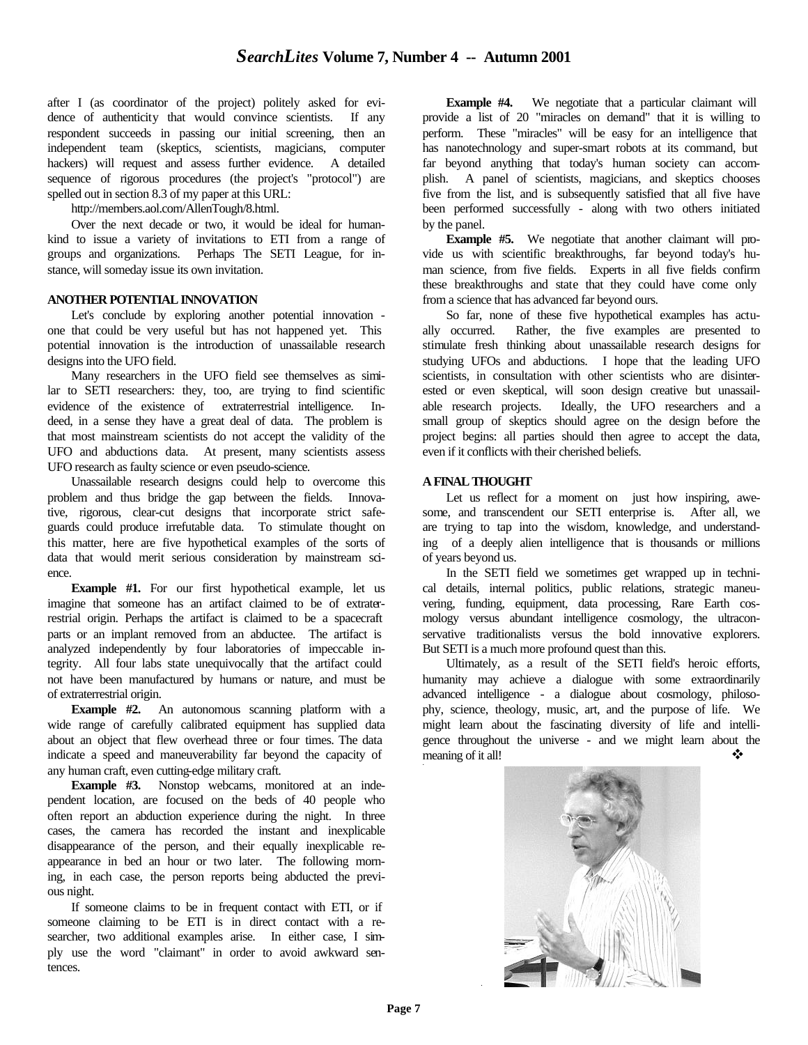after I (as coordinator of the project) politely asked for evidence of authenticity that would convince scientists. If any respondent succeeds in passing our initial screening, then an independent team (skeptics, scientists, magicians, computer hackers) will request and assess further evidence. A detailed sequence of rigorous procedures (the project's "protocol") are spelled out in section 8.3 of my paper at this URL:

http://members.aol.com/AllenTough/8.html.

Over the next decade or two, it would be ideal for humankind to issue a variety of invitations to ETI from a range of groups and organizations. Perhaps The SETI League, for instance, will someday issue its own invitation.

## ANOTHER POTENTIAL INNOVATION

Let's conclude by exploring another potential innovation - one that could be very useful but has not happened yet. This potential innovation is the introduction of unassailable research designs into the UFO field.

Many researchers in the UFO field see themselves as similar to SETI researchers: they, too, are trying to find scientific evidence of the existence of extraterrestrial intelligence. Indeed, in a sense they have a great deal of data. The problem is that most mainstream scientists do not accept the validity of the UFO and abductions data. At present, many scientists assess UFO research as faulty science or even pseudo-science.

Unassailable research designs could help to overcome this problem and thus bridge the gap between the fields. Innovative, rigorous, clear-cut designs that incorporate strict safeguards could produce irrefutable data. To stimulate thought on this matter, here are five hypothetical examples of the sorts of data that would merit serious consideration by mainstream science.

**Example #1.** For our first hypothetical example, let us imagine that someone has an artifact claimed to be of extraterrestrial origin. Perhaps the artifact is claimed to be a spacecraft parts or an implant removed from an abductee. The artifact is analyzed independently by four laboratories of impeccable integrity. All four labs state unequivocally that the artifact could not have been manufactured by humans or nature, and must be of extraterrestrial origin.

**Example #2.** An autonomous scanning platform with a wide range of carefully calibrated equipment has supplied data about an object that flew overhead three or four times. The data indicate a speed and maneuverability far beyond the capacity of any human craft, even cutting-edge military craft.

**Example #3.** Nonstop webcams, monitored at an independent location, are focused on the beds of 40 people who often report an abduction experience during the night. In three cases, the camera has recorded the instant and inexplicable disappearance of the person, and their equally inexplicable reappearance in bed an hour or two later. The following morning, in each case, the person reports being abducted the previous night.

If someone claims to be in frequent contact with ETI, or if someone claiming to be ETI is in direct contact with a researcher, two additional examples arise. In either case, I simply use the word "claimant" in order to avoid awkward sentences.

**Example #4.** We negotiate that a particular claimant will provide a list of 20 "miracles on demand" that it is willing to perform. These "miracles" will be easy for an intelligence that has nanotechnology and super-smart robots at its command, but far beyond anything that today's human society can accomplish. A panel of scientists, magicians, and skeptics chooses five from the list, and is subsequently satisfied that all five have been performed successfully - along with two others initiated by the panel.

**Example #5.** We negotiate that another claimant will provide us with scientific breakthroughs, far beyond today's human science, from five fields. Experts in all five fields confirm these breakthroughs and state that they could have come only from a science that has advanced far beyond ours.

So far, none of these five hypothetical examples has actually occurred. Rather, the five examples are presented to stimulate fresh thinking about unassailable research designs for studying UFOs and abductions. I hope that the leading UFO scientists, in consultation with other scientists who are disinterested or even skeptical, will soon design creative but unassailable research projects. Ideally, the UFO researchers and a small group of skeptics should agree on the design before the project begins: all parties should then agree to accept the data, even if it conflicts with their cherished beliefs.

## A FINAL THOUGHT

Let us reflect for a moment on just how inspiring, awesome, and transcendent our SETI enterprise is. After all, we are trying to tap into the wisdom, knowledge, and understanding of a deeply alien intelligence that is thousands or millions of years beyond us.

In the SETI field we sometimes get wrapped up in technical details, internal politics, public relations, strategic maneuvering, funding, equipment, data processing, Rare Earth cosmology versus abundant intelligence cosmology, the ultraconservative traditionalists versus the bold innovative explorers. But SETI is a much more profound quest than this.

Ultimately, as a result of the SETI field's heroic efforts, humanity may achieve a dialogue with some extraordinarily advanced intelligence - a dialogue about cosmology, philosophy, science, theology, music, art, and the purpose of life. We might learn about the fascinating diversity of life and intelligence throughout the universe - and we might learn about the meaning of it all! ❖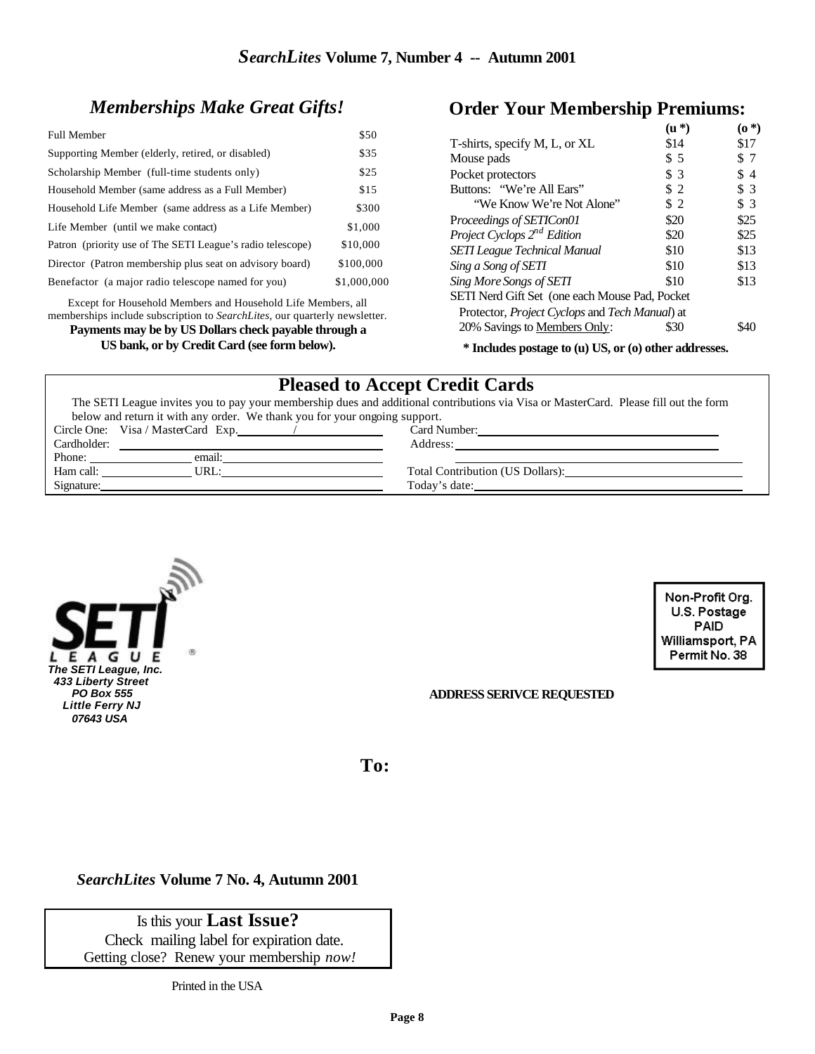## *Memberships Make Great Gifts!*

| | |
|---|---|
| Full Member | $50 |
| Supporting Member (elderly, retired, or disabled) | $35 |
| Scholarship Member (full-time students only) | $25 |
| Household Member (same address as a Full Member) | $15 |
| Household Life Member (same address as a Life Member) | $300 |
| Life Member (until we make contact) | $1,000 |
| Patron (priority use of The SETI League's radio telescope) | $10,000 |
| Director (Patron membership plus seat on advisory board) | $100,000 |
| Benefactor (a major radio telescope named for you) | $1,000,000 |

Except for Household Members and Household Life Members, all memberships include subscription to *SearchLites*, our quarterly newsletter.

**Payments may be by US Dollars check payable through a US bank, or by Credit Card (see form below).**

## Order Your Membership Premiums:

| | (u *) | (o *) |
|---|---|---|
| T-shirts, specify M, L, or XL | $14 | $17 |
| Mouse pads | $ 5 | $ 7 |
| Pocket protectors | $ 3 | $ 4 |
| Buttons: "We're All Ears" | $ 2 | $ 3 |
| "We Know We're Not Alone" | $ 2 | $ 3 |
| *Proceedings of SETICon01* | $20 | $25 |
| *Project Cyclops 2nd Edition* | $20 | $25 |
| *SETI League Technical Manual* | $10 | $13 |
| *Sing a Song of SETI* | $10 | $13 |
| *Sing More Songs of SETI* | $10 | $13 |
| SETI Nerd Gift Set (one each Mouse Pad, Pocket Protector, *Project Cyclops* and *Tech Manual*) at 20% Savings to Members Only: | $30 | $40 |

**\* Includes postage to (u) US, or (o) other addresses.**

## Pleased to Accept Credit Cards

The SETI League invites you to pay your membership dues and additional contributions via Visa or MasterCard. Please fill out the form below and return it with any order. We thank you for your ongoing support.

Circle One: Visa / MasterCard Exp. ______ / ______ Card Number: ______________________

Cardholder: ______________________ Address: ______________________

Phone: __________ email: ______________________

Ham call: __________ URL: ______________________ Total Contribution (US Dollars): ______________

Signature: ______________________ Today's date: ______________________

***The SETI League, Inc.***
***433 Liberty Street***
***PO Box 555***
***Little Ferry NJ***
***07643 USA***

Non-Profit Org.
U.S. Postage
PAID
Williamsport, PA
Permit No. 38

**ADDRESS SERIVCE REQUESTED**

**To:**

*SearchLites* **Volume 7 No. 4, Autumn 2001**

Is this your **Last Issue?**
Check mailing label for expiration date.
Getting close? Renew your membership *now!*

Printed in the USA